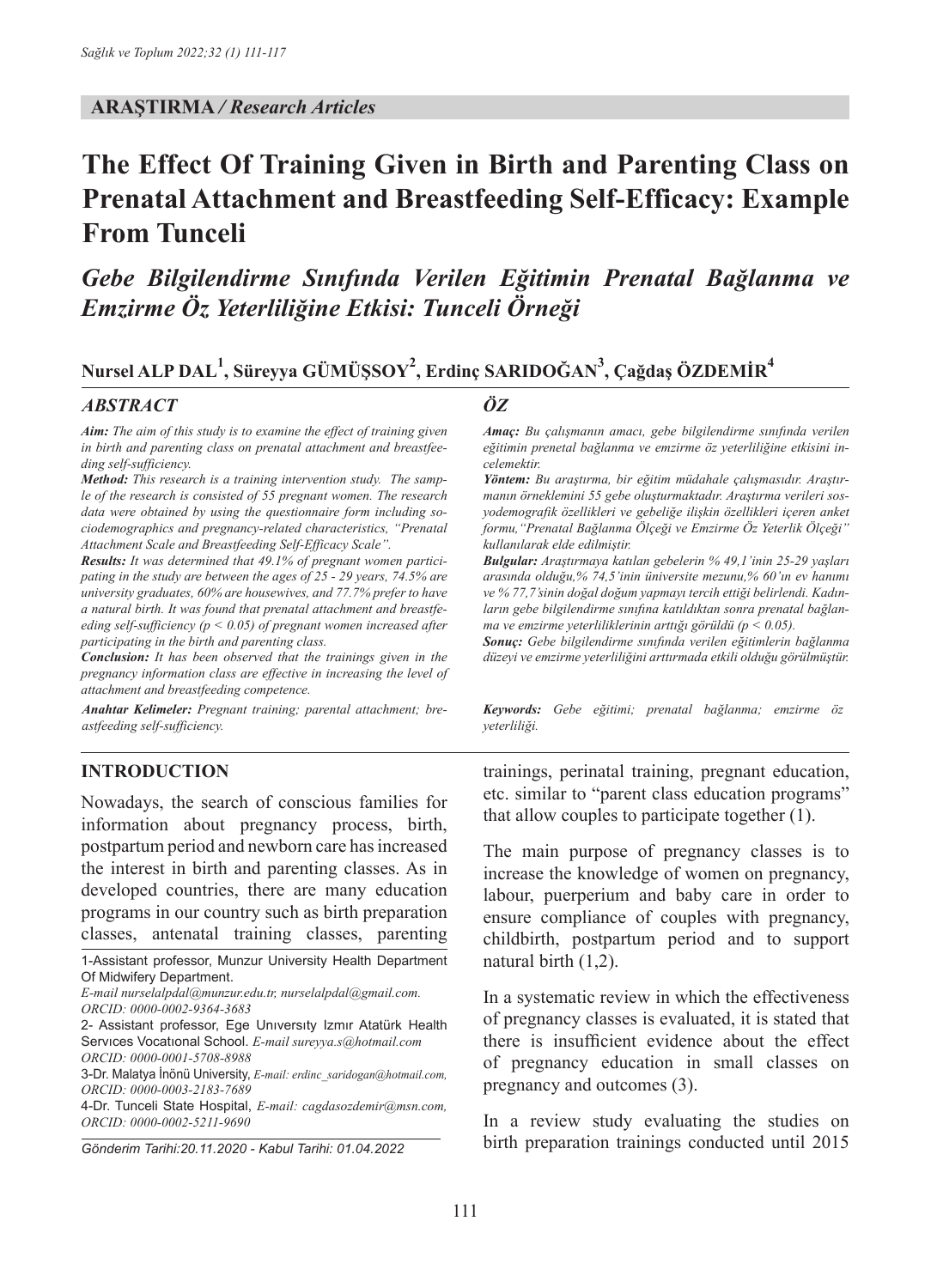**ARAŞTIRMA / *Research Articles***

# The Effect Of Training Given in Birth and Parenting Class on Prenatal Attachment and Breastfeeding Self-Efficacy: Example From Tunceli

## *Gebe Bilgilendirme Sınıfında Verilen Eğitimin Prenatal Bağlanma ve Emzirme Öz Yeterliliğine Etkisi: Tunceli Örneği*

**Nursel ALP DAL[1], Süreyya GÜMÜŞSOY[2], Erdinç SARIDOĞAN[3], Çağdaş ÖZDEMİR[4]**

### *ABSTRACT*

***Aim:*** *The aim of this study is to examine the effect of training given in birth and parenting class on prenatal attachment and breastfeeding self-sufficiency.*

***Method:*** *This research is a training intervention study. The sample of the research is consisted of 55 pregnant women. The research data were obtained by using the questionnaire form including sociodemographics and pregnancy-related characteristics, "Prenatal Attachment Scale and Breastfeeding Self-Efficacy Scale".*

***Results:*** *It was determined that 49.1% of pregnant women participating in the study are between the ages of 25 - 29 years, 74.5% are university graduates, 60% are housewives, and 77.7% prefer to have a natural birth. It was found that prenatal attachment and breastfeeding self-sufficiency ($p < 0.05$) of pregnant women increased after participating in the birth and parenting class.*

***Conclusion:*** *It has been observed that the trainings given in the pregnancy information class are effective in increasing the level of attachment and breastfeeding competence.*

***Anahtar Kelimeler:*** *Pregnant training; parental attachment; breastfeeding self-sufficiency.*

### *ÖZ*

***Amaç:*** *Bu çalışmanın amacı, gebe bilgilendirme sınıfında verilen eğitimin prenetal bağlanma ve emzirme öz yeterliliğine etkisini incelemektir.*

***Yöntem:*** *Bu araştırma, bir eğitim müdahale çalışmasıdır. Araştırmanın örneklemini 55 gebe oluşturmaktadır. Araştırma verileri sosyodemografik özellikleri ve gebeliğe ilişkin özellikleri içeren anket formu,"Prenatal Bağlanma Ölçeği ve Emzirme Öz Yeterlik Ölçeği" kullanılarak elde edilmiştir.*

***Bulgular:*** *Araştırmaya katılan gebelerin % 49,1'inin 25-29 yaşları arasında olduğu,% 74,5'inin üniversite mezunu,% 60'ın ev hanımı ve % 77,7'sinin doğal doğum yapmayı tercih ettiği belirlendi. Kadınların gebe bilgilendirme sınıfına katıldıktan sonra prenatal bağlanma ve emzirme yeterliliklerinin arttığı görüldü ($p < 0.05$).*

***Sonuç:*** *Gebe bilgilendirme sınıfında verilen eğitimlerin bağlanma düzeyi ve emzirme yeterliliğini arttırmada etkili olduğu görülmüştür.*

***Keywords:*** *Gebe eğitimi; prenatal bağlanma; emzirme öz yeterliliği.*

## INTRODUCTION

Nowadays, the search of conscious families for information about pregnancy process, birth, postpartum period and newborn care has increased the interest in birth and parenting classes. As in developed countries, there are many education programs in our country such as birth preparation classes, antenatal training classes, parenting trainings, perinatal training, pregnant education, etc. similar to "parent class education programs" that allow couples to participate together (1).

The main purpose of pregnancy classes is to increase the knowledge of women on pregnancy, labour, puerperium and baby care in order to ensure compliance of couples with pregnancy, childbirth, postpartum period and to support natural birth (1,2).

In a systematic review in which the effectiveness of pregnancy classes is evaluated, it is stated that there is insufficient evidence about the effect of pregnancy education in small classes on pregnancy and outcomes (3).

In a review study evaluating the studies on birth preparation trainings conducted until 2015

---

1-Assistant professor, Munzur University Health Department Of Midwifery Department.
*E-mail nurselalpdal@munzur.edu.tr, nurselalpdal@gmail.com. ORCID: 0000-0002-9364-3683*

2- Assistant professor, Ege Unıversıty Izmır Atatürk Health Servıces Vocatıonal School. *E-mail sureyya.s@hotmail.com ORCID: 0000-0001-5708-8988*

3-Dr. Malatya İnönü University, *E-mail: erdinc_saridogan@hotmail.com, ORCID: 0000-0003-2183-7689*

4-Dr. Tunceli State Hospital, *E-mail: cagdasozdemir@msn.com, ORCID: 0000-0002-5211-9690*

*Gönderim Tarihi:20.11.2020 - Kabul Tarihi: 01.04.2022*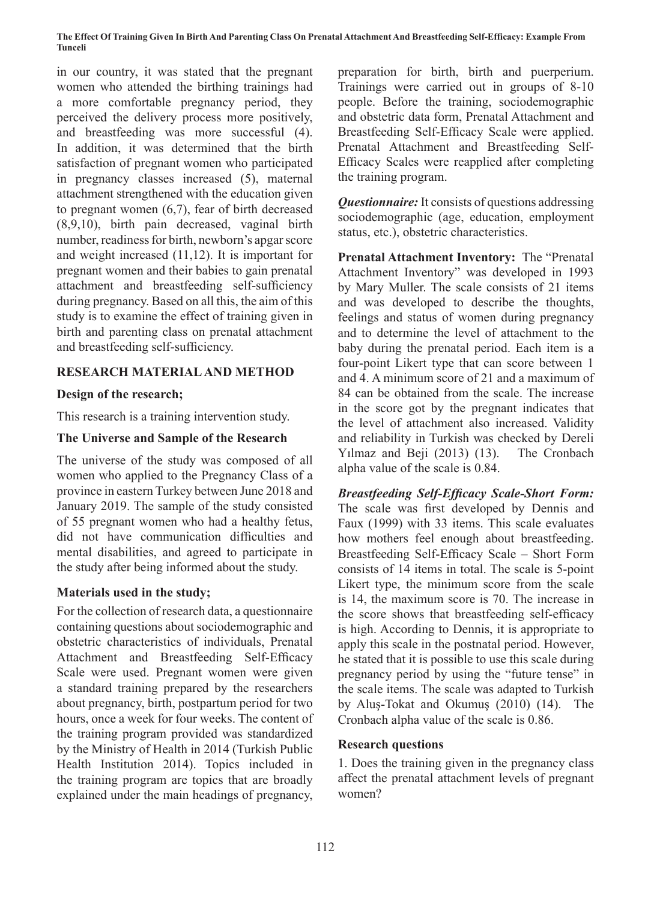in our country, it was stated that the pregnant women who attended the birthing trainings had a more comfortable pregnancy period, they perceived the delivery process more positively, and breastfeeding was more successful (4). In addition, it was determined that the birth satisfaction of pregnant women who participated in pregnancy classes increased (5), maternal attachment strengthened with the education given to pregnant women (6,7), fear of birth decreased (8,9,10), birth pain decreased, vaginal birth number, readiness for birth, newborn's apgar score and weight increased (11,12). It is important for pregnant women and their babies to gain prenatal attachment and breastfeeding self-sufficiency during pregnancy. Based on all this, the aim of this study is to examine the effect of training given in birth and parenting class on prenatal attachment and breastfeeding self-sufficiency.

## RESEARCH MATERIAL AND METHOD

### Design of the research;

This research is a training intervention study.

### The Universe and Sample of the Research

The universe of the study was composed of all women who applied to the Pregnancy Class of a province in eastern Turkey between June 2018 and January 2019. The sample of the study consisted of 55 pregnant women who had a healthy fetus, did not have communication difficulties and mental disabilities, and agreed to participate in the study after being informed about the study.

### Materials used in the study;

For the collection of research data, a questionnaire containing questions about sociodemographic and obstetric characteristics of individuals, Prenatal Attachment and Breastfeeding Self-Efficacy Scale were used. Pregnant women were given a standard training prepared by the researchers about pregnancy, birth, postpartum period for two hours, once a week for four weeks. The content of the training program provided was standardized by the Ministry of Health in 2014 (Turkish Public Health Institution 2014). Topics included in the training program are topics that are broadly explained under the main headings of pregnancy, preparation for birth, birth and puerperium. Trainings were carried out in groups of 8-10 people. Before the training, sociodemographic and obstetric data form, Prenatal Attachment and Breastfeeding Self-Efficacy Scale were applied. Prenatal Attachment and Breastfeeding Self-Efficacy Scales were reapplied after completing the training program.

***Questionnaire:*** It consists of questions addressing sociodemographic (age, education, employment status, etc.), obstetric characteristics.

**Prenatal Attachment Inventory:** The "Prenatal Attachment Inventory" was developed in 1993 by Mary Muller. The scale consists of 21 items and was developed to describe the thoughts, feelings and status of women during pregnancy and to determine the level of attachment to the baby during the prenatal period. Each item is a four-point Likert type that can score between 1 and 4. A minimum score of 21 and a maximum of 84 can be obtained from the scale. The increase in the score got by the pregnant indicates that the level of attachment also increased. Validity and reliability in Turkish was checked by Dereli Yılmaz and Beji (2013) (13). The Cronbach alpha value of the scale is 0.84.

***Breastfeeding Self-Efficacy Scale-Short Form:*** The scale was first developed by Dennis and Faux (1999) with 33 items. This scale evaluates how mothers feel enough about breastfeeding. Breastfeeding Self-Efficacy Scale – Short Form consists of 14 items in total. The scale is 5-point Likert type, the minimum score from the scale is 14, the maximum score is 70. The increase in the score shows that breastfeeding self-efficacy is high. According to Dennis, it is appropriate to apply this scale in the postnatal period. However, he stated that it is possible to use this scale during pregnancy period by using the "future tense" in the scale items. The scale was adapted to Turkish by Aluş-Tokat and Okumuş (2010) (14). The Cronbach alpha value of the scale is 0.86.

### Research questions

1. Does the training given in the pregnancy class affect the prenatal attachment levels of pregnant women?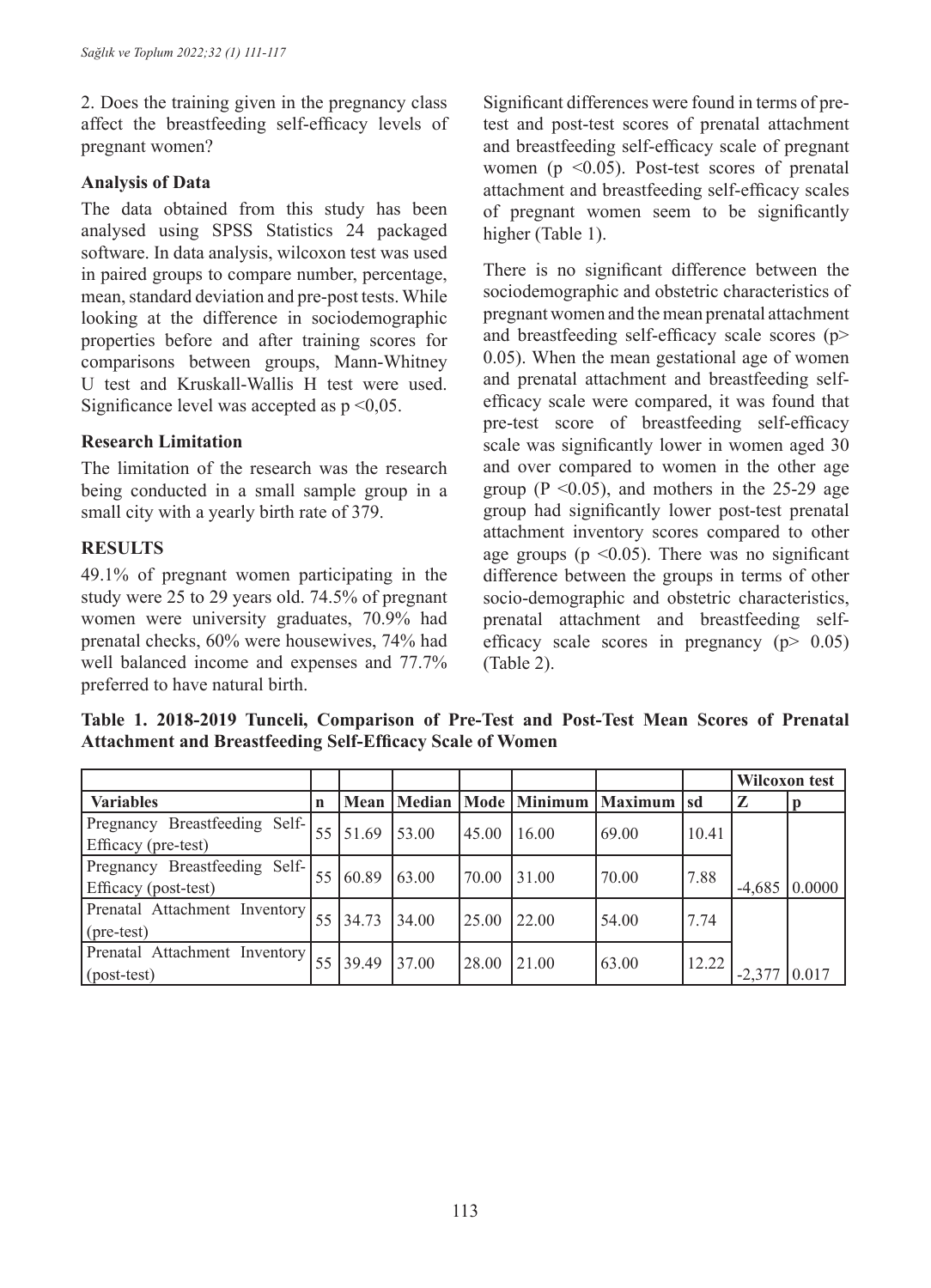2. Does the training given in the pregnancy class affect the breastfeeding self-efficacy levels of pregnant women?

### Analysis of Data

The data obtained from this study has been analysed using SPSS Statistics 24 packaged software. In data analysis, wilcoxon test was used in paired groups to compare number, percentage, mean, standard deviation and pre-post tests. While looking at the difference in sociodemographic properties before and after training scores for comparisons between groups, Mann-Whitney U test and Kruskall-Wallis H test were used. Significance level was accepted as $p < 0,05$.

### Research Limitation

The limitation of the research was the research being conducted in a small sample group in a small city with a yearly birth rate of 379.

## RESULTS

49.1% of pregnant women participating in the study were 25 to 29 years old. 74.5% of pregnant women were university graduates, 70.9% had prenatal checks, 60% were housewives, 74% had well balanced income and expenses and 77.7% preferred to have natural birth.

Significant differences were found in terms of pre-test and post-test scores of prenatal attachment and breastfeeding self-efficacy scale of pregnant women ($p < 0.05$). Post-test scores of prenatal attachment and breastfeeding self-efficacy scales of pregnant women seem to be significantly higher (Table 1).

There is no significant difference between the sociodemographic and obstetric characteristics of pregnant women and the mean prenatal attachment and breastfeeding self-efficacy scale scores ($p > 0.05$). When the mean gestational age of women and prenatal attachment and breastfeeding self-efficacy scale were compared, it was found that pre-test score of breastfeeding self-efficacy scale was significantly lower in women aged 30 and over compared to women in the other age group ($P < 0.05$), and mothers in the 25-29 age group had significantly lower post-test prenatal attachment inventory scores compared to other age groups ($p < 0.05$). There was no significant difference between the groups in terms of other socio-demographic and obstetric characteristics, prenatal attachment and breastfeeding self-efficacy scale scores in pregnancy ($p > 0.05$) (Table 2).

**Table 1. 2018-2019 Tunceli, Comparison of Pre-Test and Post-Test Mean Scores of Prenatal Attachment and Breastfeeding Self-Efficacy Scale of Women**

| | | | | | | | | Wilcoxon test | |
|---|---|---|---|---|---|---|---|---|---|
| **Variables** | **n** | **Mean** | **Median** | **Mode** | **Minimum** | **Maximum** | **sd** | **Z** | **p** |
| Pregnancy Breastfeeding Self-Efficacy (pre-test) | 55 | 51.69 | 53.00 | 45.00 | 16.00 | 69.00 | 10.41 | | |
| Pregnancy Breastfeeding Self-Efficacy (post-test) | 55 | 60.89 | 63.00 | 70.00 | 31.00 | 70.00 | 7.88 | -4,685 | 0.0000 |
| Prenatal Attachment Inventory (pre-test) | 55 | 34.73 | 34.00 | 25.00 | 22.00 | 54.00 | 7.74 | | |
| Prenatal Attachment Inventory (post-test) | 55 | 39.49 | 37.00 | 28.00 | 21.00 | 63.00 | 12.22 | -2,377 | 0.017 |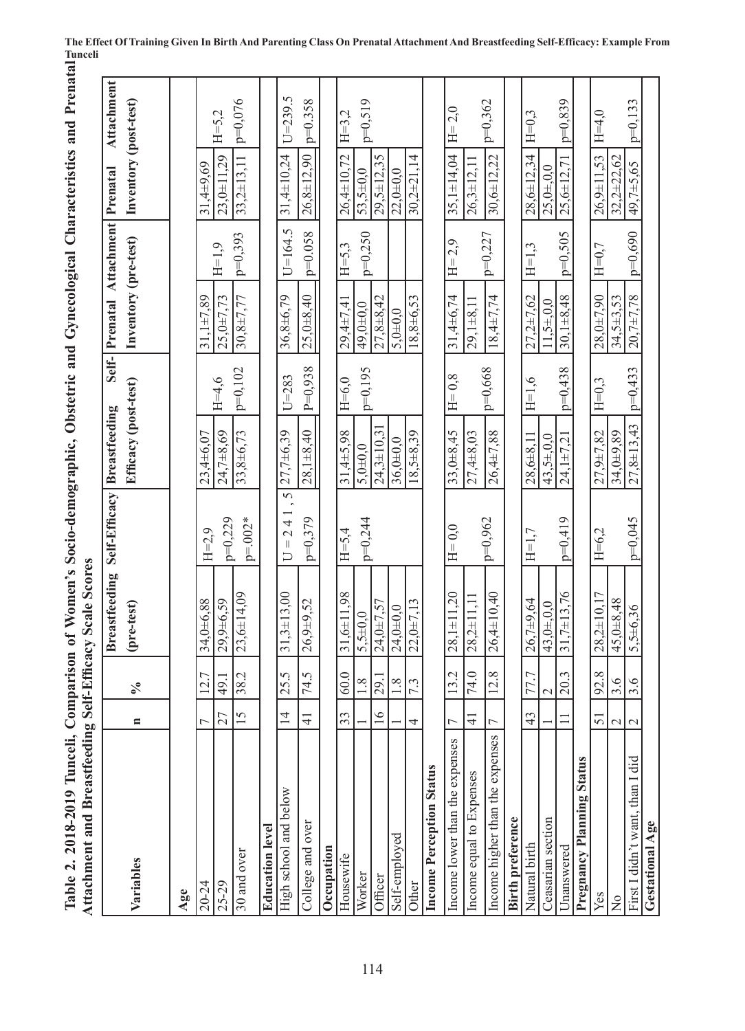**Table 2. 2018-2019 Tunceli, Comparison of Women's Socio-demographic, Obstetric and Gynecological Characteristics and Prenatal Attachment and Breastfeeding Self-Efficacy Scale Scores**

| Variables | n | % | Breastfeeding Self-Efficacy (pre-test) | | Breastfeeding Self-Efficacy (post-test) | | Prenatal Attachment Inventory (pre-test) | | Prenatal Attachment Inventory (post-test) | |
|---|---|---|---|---|---|---|---|---|---|---|
| **Age** | | | | | | | | | | |
| 20-24 | 7 | 12.7 | 34,0±6,88 | H=2,9 | 23,4±6,07 | H=4,6 | 31,1±7,89 | H=1,9 | 31,4±9,69 | H=5,2 |
| 25-29 | 27 | 49.1 | 29,9±6,59 | p=0,229 | 24,7±8,69 | | 25,0±7,73 | | 23,0±11,29 | |
| 30 and over | 15 | 38.2 | 23,6±14,09 | p=.002* | 33,8±6,73 | p=0,102 | 30,8±7,77 | p=0,393 | 33,2±13,11 | p=0,076 |
| **Education level** | | | | | | | | | | |
| High school and below | 14 | 25.5 | 31,3±13,00 | U = 241,5 | 27,7±6,39 | U=283 | 36,8±6,79 | U=164.5 | 31,4±10,24 | U=239.5 |
| College and over | 41 | 74.5 | 26,9±9,52 | p=0,379 | 28,1±8,40 | P=0,938 | 25,0±8,40 | p=0.058 | 26,8±12,90 | p=0.358 |
| **Occupation** | | | | | | | | | | |
| Housewife | 33 | 60.0 | 31,6±11,98 | H=5,4 | 31,4±5,98 | H=6,0 | 29,4±7,41 | H=5,3 | 26,4±10,72 | H=3,2 |
| Worker | 1 | 1.8 | 5,5±0,0 | p=0,244 | 5,0±0,0 | p=0,195 | 49,0±0,0 | p=0,250 | 53,5±0,0 | p=0,519 |
| Officer | 16 | 29.1 | 24,0±7,57 | | 24,3±10,31 | | 27,8±8,42 | | 29,5±12,35 | |
| Self-employed | 1 | 1.8 | 24,0±0,0 | | 36,0±0,0 | | 5,0±0,0 | | 22,0±0,0 | |
| Other | 4 | 7.3 | 22,0±7,13 | | 18,5±8,39 | | 18,8±6,53 | | 30,2±21,14 | |
| **Income Perception Status** | | | | | | | | | | |
| Income lower than the expenses | 7 | 13.2 | 28,1±11,20 | H= 0,0 | 33,0±8,45 | H= 0,8 | 31,4±6,74 | H= 2,9 | 35,1±14,04 | H= 2,0 |
| Income equal to Expenses | 41 | 74.0 | 28,2±11,11 | | 27,4±8,03 | | 29,1±8,11 | | 26,3±12,11 | |
| Income higher than the expenses | 7 | 12.8 | 26,4±10,40 | p=0,962 | 26,4±7,88 | p=0,668 | 18,4±7,74 | p=0,227 | 30,6±12,22 | p=0,362 |
| **Birth preference** | | | | | | | | | | |
| Natural birth | 43 | 77.7 | 26,7±9,64 | H=1,7 | 28,6±8,11 | H=1,6 | 27,2±7,62 | H=1,3 | 28,6±12,34 | H=0,3 |
| Ceasarian section | 1 | 2 | 43,0±,0,0 | | 43,5±0,0 | | 11,5±0,0 | | 25,0±0,0 | |
| Unanswered | 11 | 20.3 | 31,7±13,76 | p=0,419 | 24,1±7,21 | p=0,438 | 30,1±8,48 | p=0,505 | 25,6±12,71 | p=0,839 |
| **Pregnancy Planning Status** | | | | | | | | | | |
| Yes | 51 | 92.8 | 28,2±10,17 | H=6,2 | 27,9±7,82 | H=0,3 | 28,0±7,90 | H=0,7 | 26,9±11,53 | H=4,0 |
| No | 2 | 3.6 | 45,0±8,48 | | 34,0±9,89 | | 34,5±3,53 | | 32,2±22,62 | |
| First I didn't want, than I did | 2 | 3.6 | 5,5±6,36 | p=0,045 | 27,8±13,43 | p=0,433 | 20,7±7,78 | p=0,690 | 49,7±5,65 | p=0,133 |
| **Gestational Age** | | | | | | | | | | |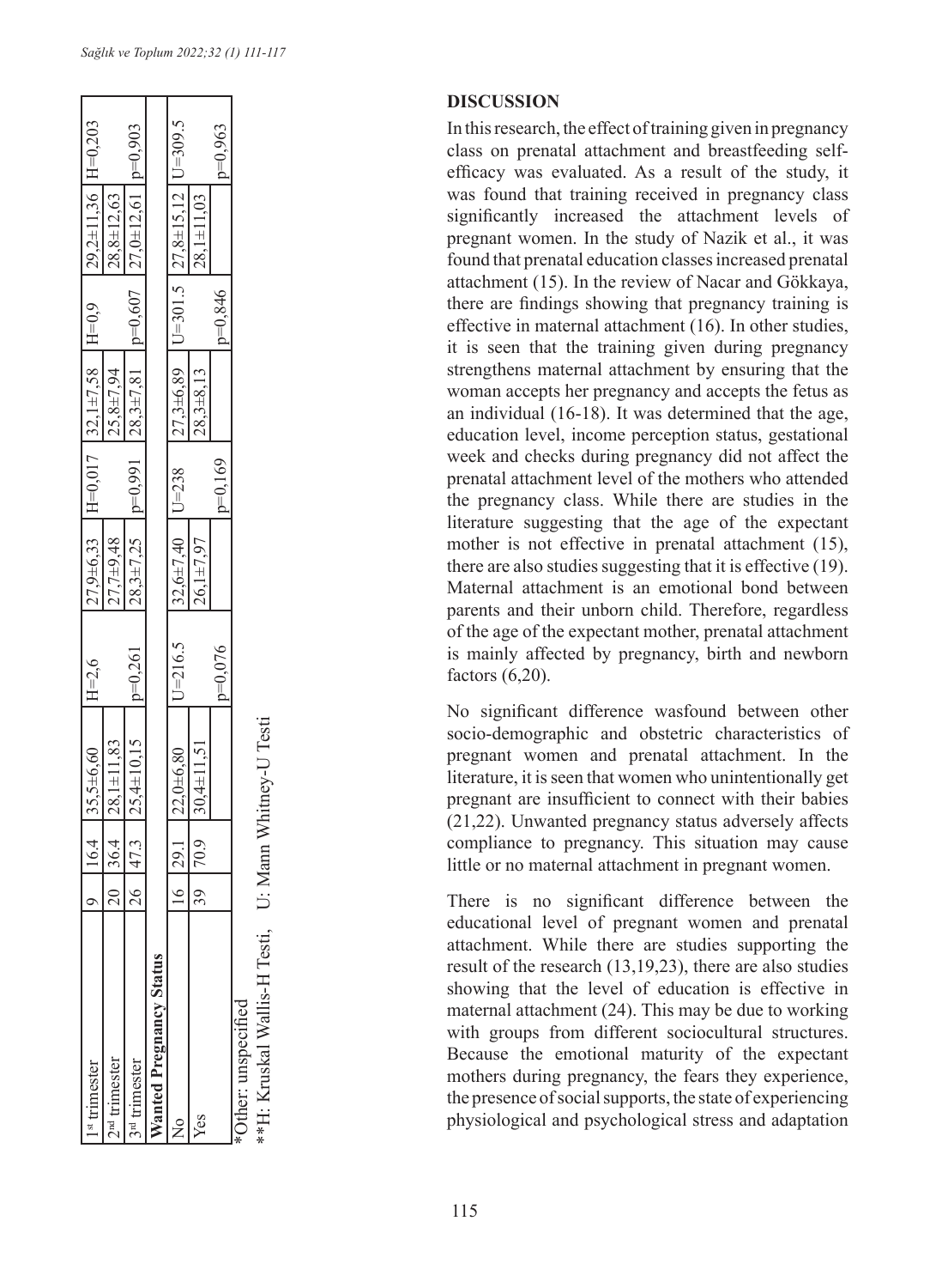| | | | | | | | | | | |
|---|---|---|---|---|---|---|---|---|---|---|
| 1st trimester | 9 | 16,4 | 35,5±6,60 | H=2,6 | 27,9±6,33 | H=0,017 | 32,1±7,58 | H=0,9 | 29,2±11,36 | H=0,203 |
| 2nd trimester | 20 | 36,4 | 28,1±11,83 | | 27,7±9,48 | | 25,8±7,94 | | 28,8±12,63 | |
| 3rd trimester | 26 | 47,3 | 25,4±10,15 | p=0,261 | 28,3±7,25 | p=0,991 | 28,3±7,81 | p=0,607 | 27,0±12,61 | p=0,903 |
| **Wanted Pregnancy Status** | | | | | | | | | | |
| No | 16 | 29,1 | 22,0±6,80 | U=216.5 | 32,6±7,40 | U=238 | 27,3±6,89 | U=301.5 | 27,8±15,12 | U=309.5 |
| Yes | 39 | 70,9 | 30,4±11,51 | | 26,1±7,97 | | 28,3±8,13 | | 28,1±11,03 | |
| | | | | p=0,076 | | p=0,169 | | p=0,846 | | p=0,963 |

*Other: unspecified
**H: Kruskal Wallis-H Testi, U: Mann Whitney-U Testi

## DISCUSSION

In this research, the effect of training given in pregnancy class on prenatal attachment and breastfeeding self-efficacy was evaluated. As a result of the study, it was found that training received in pregnancy class significantly increased the attachment levels of pregnant women. In the study of Nazik et al., it was found that prenatal education classes increased prenatal attachment (15). In the review of Nacar and Gökkaya, there are findings showing that pregnancy training is effective in maternal attachment (16). In other studies, it is seen that the training given during pregnancy strengthens maternal attachment by ensuring that the woman accepts her pregnancy and accepts the fetus as an individual (16-18). It was determined that the age, education level, income perception status, gestational week and checks during pregnancy did not affect the prenatal attachment level of the mothers who attended the pregnancy class. While there are studies in the literature suggesting that the age of the expectant mother is not effective in prenatal attachment (15), there are also studies suggesting that it is effective (19). Maternal attachment is an emotional bond between parents and their unborn child. Therefore, regardless of the age of the expectant mother, prenatal attachment is mainly affected by pregnancy, birth and newborn factors (6,20).

No significant difference wasfound between other socio-demographic and obstetric characteristics of pregnant women and prenatal attachment. In the literature, it is seen that women who unintentionally get pregnant are insufficient to connect with their babies (21,22). Unwanted pregnancy status adversely affects compliance to pregnancy. This situation may cause little or no maternal attachment in pregnant women.

There is no significant difference between the educational level of pregnant women and prenatal attachment. While there are studies supporting the result of the research (13,19,23), there are also studies showing that the level of education is effective in maternal attachment (24). This may be due to working with groups from different sociocultural structures. Because the emotional maturity of the expectant mothers during pregnancy, the fears they experience, the presence of social supports, the state of experiencing physiological and psychological stress and adaptation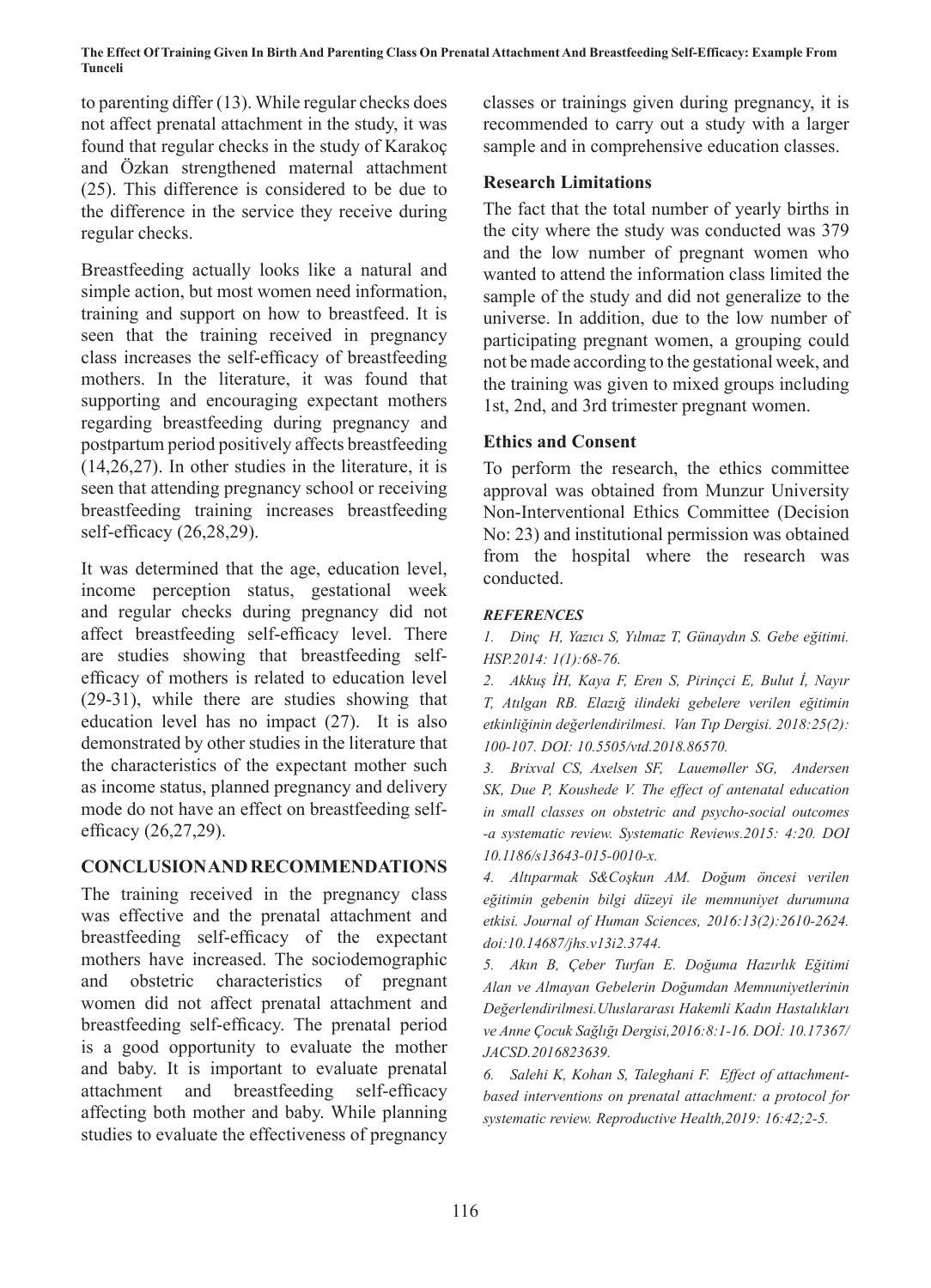to parenting differ (13). While regular checks does not affect prenatal attachment in the study, it was found that regular checks in the study of Karakoç and Özkan strengthened maternal attachment (25). This difference is considered to be due to the difference in the service they receive during regular checks.

Breastfeeding actually looks like a natural and simple action, but most women need information, training and support on how to breastfeed. It is seen that the training received in pregnancy class increases the self-efficacy of breastfeeding mothers. In the literature, it was found that supporting and encouraging expectant mothers regarding breastfeeding during pregnancy and postpartum period positively affects breastfeeding (14,26,27). In other studies in the literature, it is seen that attending pregnancy school or receiving breastfeeding training increases breastfeeding self-efficacy (26,28,29).

It was determined that the age, education level, income perception status, gestational week and regular checks during pregnancy did not affect breastfeeding self-efficacy level. There are studies showing that breastfeeding self-efficacy of mothers is related to education level (29-31), while there are studies showing that education level has no impact (27). It is also demonstrated by other studies in the literature that the characteristics of the expectant mother such as income status, planned pregnancy and delivery mode do not have an effect on breastfeeding self-efficacy (26,27,29).

## CONCLUSION AND RECOMMENDATIONS

The training received in the pregnancy class was effective and the prenatal attachment and breastfeeding self-efficacy of the expectant mothers have increased. The sociodemographic and obstetric characteristics of pregnant women did not affect prenatal attachment and breastfeeding self-efficacy. The prenatal period is a good opportunity to evaluate the mother and baby. It is important to evaluate prenatal attachment and breastfeeding self-efficacy affecting both mother and baby. While planning studies to evaluate the effectiveness of pregnancy classes or trainings given during pregnancy, it is recommended to carry out a study with a larger sample and in comprehensive education classes.

### Research Limitations

The fact that the total number of yearly births in the city where the study was conducted was 379 and the low number of pregnant women who wanted to attend the information class limited the sample of the study and did not generalize to the universe. In addition, due to the low number of participating pregnant women, a grouping could not be made according to the gestational week, and the training was given to mixed groups including 1st, 2nd, and 3rd trimester pregnant women.

### Ethics and Consent

To perform the research, the ethics committee approval was obtained from Munzur University Non-Interventional Ethics Committee (Decision No: 23) and institutional permission was obtained from the hospital where the research was conducted.

### *REFERENCES*

1. *Dinç H, Yazıcı S, Yılmaz T, Günaydın S. Gebe eğitimi. HSP.2014: 1(1):68-76.*
2. *Akkuş İH, Kaya F, Eren S, Pirinçci E, Bulut İ, Nayır T, Atılgan RB. Elazığ ilindeki gebelere verilen eğitimin etkinliğinin değerlendirilmesi. Van Tıp Dergisi. 2018:25(2): 100-107. DOI: 10.5505/vtd.2018.86570.*
3. *Brixval CS, Axelsen SF, Lauemøller SG, Andersen SK, Due P, Koushede V. The effect of antenatal education in small classes on obstetric and psycho-social outcomes -a systematic review. Systematic Reviews.2015: 4:20. DOI 10.1186/s13643-015-0010-x.*
4. *Altıparmak S&Coşkun AM. Doğum öncesi verilen eğitimin gebenin bilgi düzeyi ile memnuniyet durumuna etkisi. Journal of Human Sciences, 2016:13(2):2610-2624. doi:10.14687/jhs.v13i2.3744.*
5. *Akın B, Çeber Turfan E. Doğuma Hazırlık Eğitimi Alan ve Almayan Gebelerin Doğumdan Memnuniyetlerinin Değerlendirilmesi.Uluslararası Hakemli Kadın Hastalıkları ve Anne Çocuk Sağlığı Dergisi,2016:8:1-16. DOİ: 10.17367/JACSD.2016823639.*
6. *Salehi K, Kohan S, Taleghani F. Effect of attachment-based interventions on prenatal attachment: a protocol for systematic review. Reproductive Health,2019: 16:42;2-5.*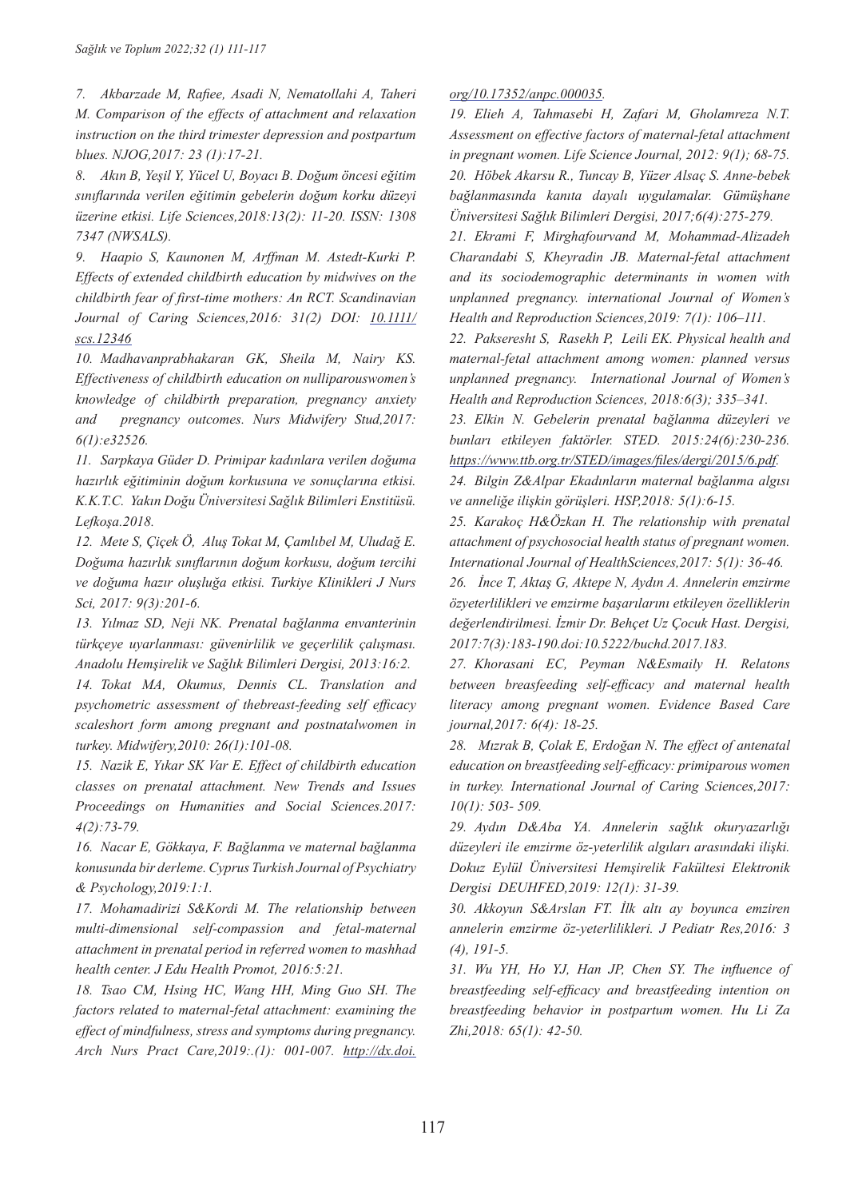*7. Akbarzade M, Rafiee, Asadi N, Nematollahi A, Taheri M. Comparison of the effects of attachment and relaxation instruction on the third trimester depression and postpartum blues. NJOG,2017: 23 (1):17-21.*

*8. Akın B, Yeşil Y, Yücel U, Boyacı B. Doğum öncesi eğitim sınıflarında verilen eğitimin gebelerin doğum korku düzeyi üzerine etkisi. Life Sciences,2018:13(2): 11-20. ISSN: 1308 7347 (NWSALS).*

*9. Haapio S, Kaunonen M, Arffman M. Astedt-Kurki P. Effects of extended childbirth education by midwives on the childbirth fear of first-time mothers: An RCT. Scandinavian Journal of Caring Sciences,2016: 31(2) DOI: 10.1111/scs.12346*

*10. Madhavanprabhakaran GK, Sheila M, Nairy KS. Effectiveness of childbirth education on nulliparouswomen's knowledge of childbirth preparation, pregnancy anxiety and pregnancy outcomes. Nurs Midwifery Stud,2017: 6(1):e32526.*

*11. Sarpkaya Güder D. Primipar kadınlara verilen doğuma hazırlık eğitiminin doğum korkusuna ve sonuçlarına etkisi. K.K.T.C. Yakın Doğu Üniversitesi Sağlık Bilimleri Enstitüsü. Lefkoşa.2018.*

*12. Mete S, Çiçek Ö, Aluş Tokat M, Çamlıbel M, Uludağ E. Doğuma hazırlık sınıflarının doğum korkusu, doğum tercihi ve doğuma hazır oluşluğa etkisi. Turkiye Klinikleri J Nurs Sci, 2017: 9(3):201-6.*

*13. Yılmaz SD, Neji NK. Prenatal bağlanma envanterinin türkçeye uyarlanması: güvenirlilik ve geçerlilik çalışması. Anadolu Hemşirelik ve Sağlık Bilimleri Dergisi, 2013:16:2.*

*14. Tokat MA, Okumus, Dennis CL. Translation and psychometric assessment of thebreast-feeding self efficacy scaleshort form among pregnant and postnatalwomen in turkey. Midwifery,2010: 26(1):101-08.*

*15. Nazik E, Yıkar SK Var E. Effect of childbirth education classes on prenatal attachment. New Trends and Issues Proceedings on Humanities and Social Sciences.2017: 4(2):73-79.*

*16. Nacar E, Gökkaya, F. Bağlanma ve maternal bağlanma konusunda bir derleme. Cyprus Turkish Journal of Psychiatry & Psychology,2019:1:1.*

*17. Mohamadirizi S&Kordi M. The relationship between multi-dimensional self-compassion and fetal-maternal attachment in prenatal period in referred women to mashhad health center. J Edu Health Promot, 2016:5:21.*

*18. Tsao CM, Hsing HC, Wang HH, Ming Guo SH. The factors related to maternal-fetal attachment: examining the effect of mindfulness, stress and symptoms during pregnancy. Arch Nurs Pract Care,2019:.(1): 001-007. http://dx.doi.org/10.17352/anpc.000035.*

*19. Elieh A, Tahmasebi H, Zafari M, Gholamreza N.T. Assessment on effective factors of maternal-fetal attachment in pregnant women. Life Science Journal, 2012: 9(1); 68-75.*

*20. Höbek Akarsu R., Tuncay B, Yüzer Alsaç S. Anne-bebek bağlanmasında kanıta dayalı uygulamalar. Gümüşhane Üniversitesi Sağlık Bilimleri Dergisi, 2017;6(4):275-279.*

*21. Ekrami F, Mirghafourvand M, Mohammad-Alizadeh Charandabi S, Kheyradin JB. Maternal-fetal attachment and its sociodemographic determinants in women with unplanned pregnancy. international Journal of Women's Health and Reproduction Sciences,2019: 7(1): 106–111.*

*22. Pakseresht S, Rasekh P, Leili EK. Physical health and maternal-fetal attachment among women: planned versus unplanned pregnancy. International Journal of Women's Health and Reproduction Sciences, 2018:6(3); 335–341.*

*23. Elkin N. Gebelerin prenatal bağlanma düzeyleri ve bunları etkileyen faktörler. STED. 2015:24(6):230-236. https://www.ttb.org.tr/STED/images/files/dergi/2015/6.pdf.*

*24. Bilgin Z&Alpar Ekadınların maternal bağlanma algısı ve anneliğe ilişkin görüşleri. HSP,2018: 5(1):6-15.*

*25. Karakoç H&Özkan H. The relationship with prenatal attachment of psychosocial health status of pregnant women. International Journal of HealthSciences,2017: 5(1): 36-46.*

*26. İnce T, Aktaş G, Aktepe N, Aydın A. Annelerin emzirme özyeterlilikleri ve emzirme başarılarını etkileyen özelliklerin değerlendirilmesi. İzmir Dr. Behçet Uz Çocuk Hast. Dergisi, 2017:7(3):183-190.doi:10.5222/buchd.2017.183.*

*27. Khorasani EC, Peyman N&Esmaily H. Relatons between breasfeeding self-efficacy and maternal health literacy among pregnant women. Evidence Based Care journal,2017: 6(4): 18-25.*

*28. Mızrak B, Çolak E, Erdoğan N. The effect of antenatal education on breastfeeding self-efficacy: primiparous women in turkey. International Journal of Caring Sciences,2017: 10(1): 503- 509.*

*29. Aydın D&Aba YA. Annelerin sağlık okuryazarlığı düzeyleri ile emzirme öz-yeterlilik algıları arasındaki ilişki. Dokuz Eylül Üniversitesi Hemşirelik Fakültesi Elektronik Dergisi DEUHFED,2019: 12(1): 31-39.*

*30. Akkoyun S&Arslan FT. İlk altı ay boyunca emziren annelerin emzirme öz-yeterlilikleri. J Pediatr Res,2016: 3 (4), 191-5.*

*31. Wu YH, Ho YJ, Han JP, Chen SY. The influence of breastfeeding self-efficacy and breastfeeding intention on breastfeeding behavior in postpartum women. Hu Li Za Zhi,2018: 65(1): 42-50.*